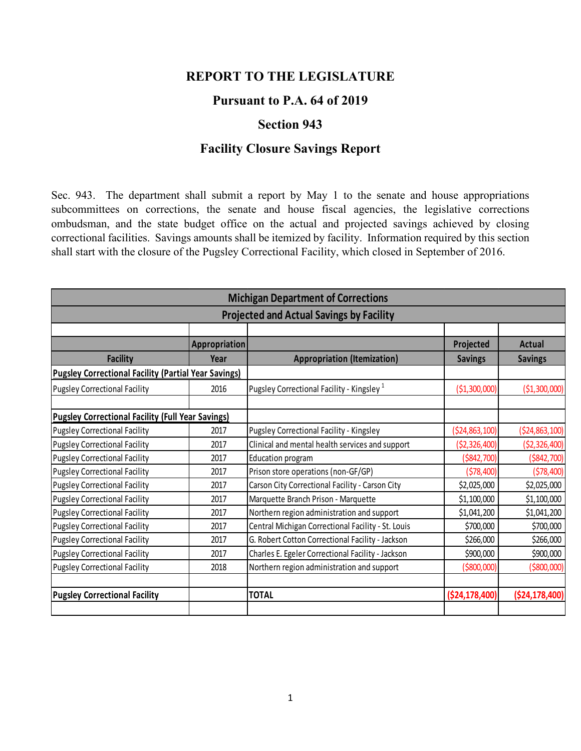# REPORT TO THE LEGISLATURE

## Pursuant to P.A. 64 of 2019

## Section 943

## Facility Closure Savings Report

Sec. 943. The department shall submit a report by May 1 to the senate and house appropriations subcommittees on corrections, the senate and house fiscal agencies, the legislative corrections ombudsman, and the state budget office on the actual and projected savings achieved by closing correctional facilities. Savings amounts shall be itemized by facility. Information required by this section shall start with the closure of the Pugsley Correctional Facility, which closed in September of 2016.

| Michigan Department of Corrections | | | | |
|---|---|---|---|---|
| Projected and Actual Savings by Facility | | | | |
| | | | | |
| Facility | Appropriation Year | Appropriation (Itemization) | Projected Savings | Actual Savings |
| **Pugsley Correctional Facility (Partial Year Savings)** | | | | |
| Pugsley Correctional Facility | 2016 | Pugsley Correctional Facility - Kingsley [1] | ($1,300,000) | ($1,300,000) |
| | | | | |
| **Pugsley Correctional Facility (Full Year Savings)** | | | | |
| Pugsley Correctional Facility | 2017 | Pugsley Correctional Facility - Kingsley | ($24,863,100) | ($24,863,100) |
| Pugsley Correctional Facility | 2017 | Clinical and mental health services and support | ($2,326,400) | ($2,326,400) |
| Pugsley Correctional Facility | 2017 | Education program | ($842,700) | ($842,700) |
| Pugsley Correctional Facility | 2017 | Prison store operations (non-GF/GP) | ($78,400) | ($78,400) |
| Pugsley Correctional Facility | 2017 | Carson City Correctional Facility - Carson City | $2,025,000 | $2,025,000 |
| Pugsley Correctional Facility | 2017 | Marquette Branch Prison - Marquette | $1,100,000 | $1,100,000 |
| Pugsley Correctional Facility | 2017 | Northern region administration and support | $1,041,200 | $1,041,200 |
| Pugsley Correctional Facility | 2017 | Central Michigan Correctional Facility - St. Louis | $700,000 | $700,000 |
| Pugsley Correctional Facility | 2017 | G. Robert Cotton Correctional Facility - Jackson | $266,000 | $266,000 |
| Pugsley Correctional Facility | 2017 | Charles E. Egeler Correctional Facility - Jackson | $900,000 | $900,000 |
| Pugsley Correctional Facility | 2018 | Northern region administration and support | ($800,000) | ($800,000) |
| | | | | |
| **Pugsley Correctional Facility** | | **TOTAL** | **($24,178,400)** | **($24,178,400)** |
| | | | | |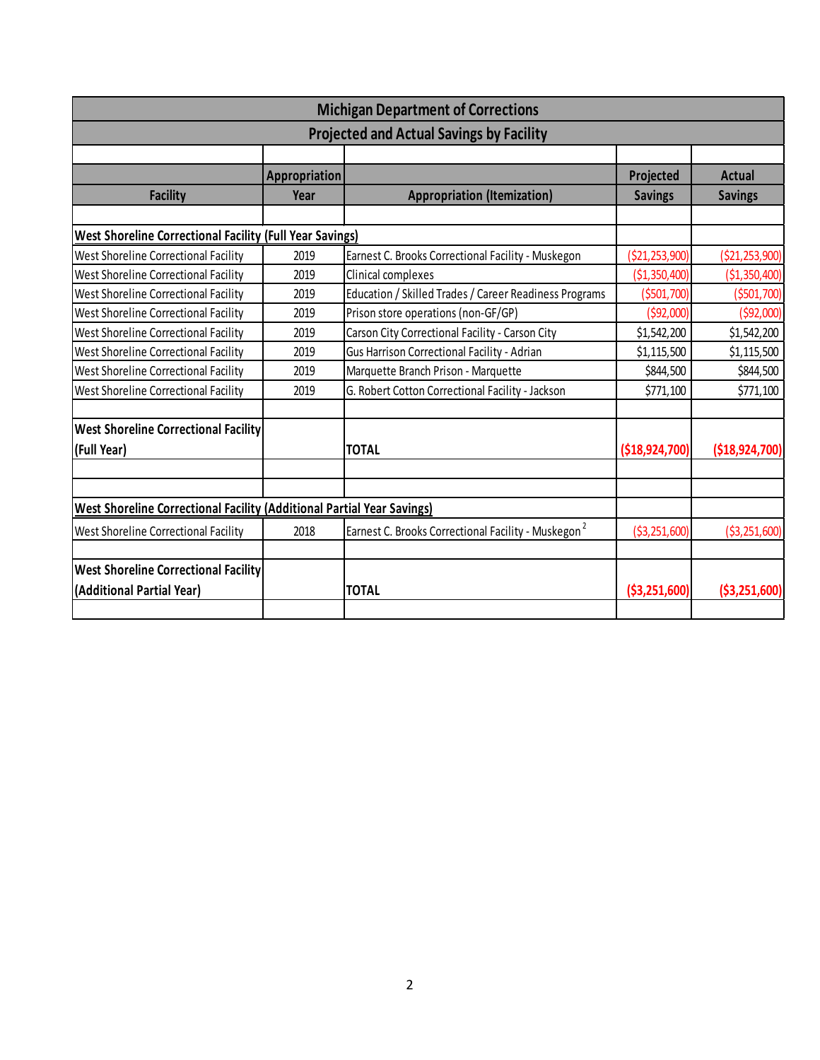| Michigan Department of Corrections | | | | |
|---|---|---|---|---|
| Projected and Actual Savings by Facility | | | | |
| Facility | Appropriation Year | Appropriation (Itemization) | Projected Savings | Actual Savings |
| **West Shoreline Correctional Facility (Full Year Savings)** | | | | |
| West Shoreline Correctional Facility | 2019 | Earnest C. Brooks Correctional Facility - Muskegon | ($21,253,900) | ($21,253,900) |
| West Shoreline Correctional Facility | 2019 | Clinical complexes | ($1,350,400) | ($1,350,400) |
| West Shoreline Correctional Facility | 2019 | Education / Skilled Trades / Career Readiness Programs | ($501,700) | ($501,700) |
| West Shoreline Correctional Facility | 2019 | Prison store operations (non-GF/GP) | ($92,000) | ($92,000) |
| West Shoreline Correctional Facility | 2019 | Carson City Correctional Facility - Carson City | $1,542,200 | $1,542,200 |
| West Shoreline Correctional Facility | 2019 | Gus Harrison Correctional Facility - Adrian | $1,115,500 | $1,115,500 |
| West Shoreline Correctional Facility | 2019 | Marquette Branch Prison - Marquette | $844,500 | $844,500 |
| West Shoreline Correctional Facility | 2019 | G. Robert Cotton Correctional Facility - Jackson | $771,100 | $771,100 |
| **West Shoreline Correctional Facility (Full Year)** | | **TOTAL** | **($18,924,700)** | **($18,924,700)** |
| **West Shoreline Correctional Facility (Additional Partial Year Savings)** | | | | |
| West Shoreline Correctional Facility | 2018 | Earnest C. Brooks Correctional Facility - Muskegon [2] | ($3,251,600) | ($3,251,600) |
| **West Shoreline Correctional Facility (Additional Partial Year)** | | **TOTAL** | **($3,251,600)** | **($3,251,600)** |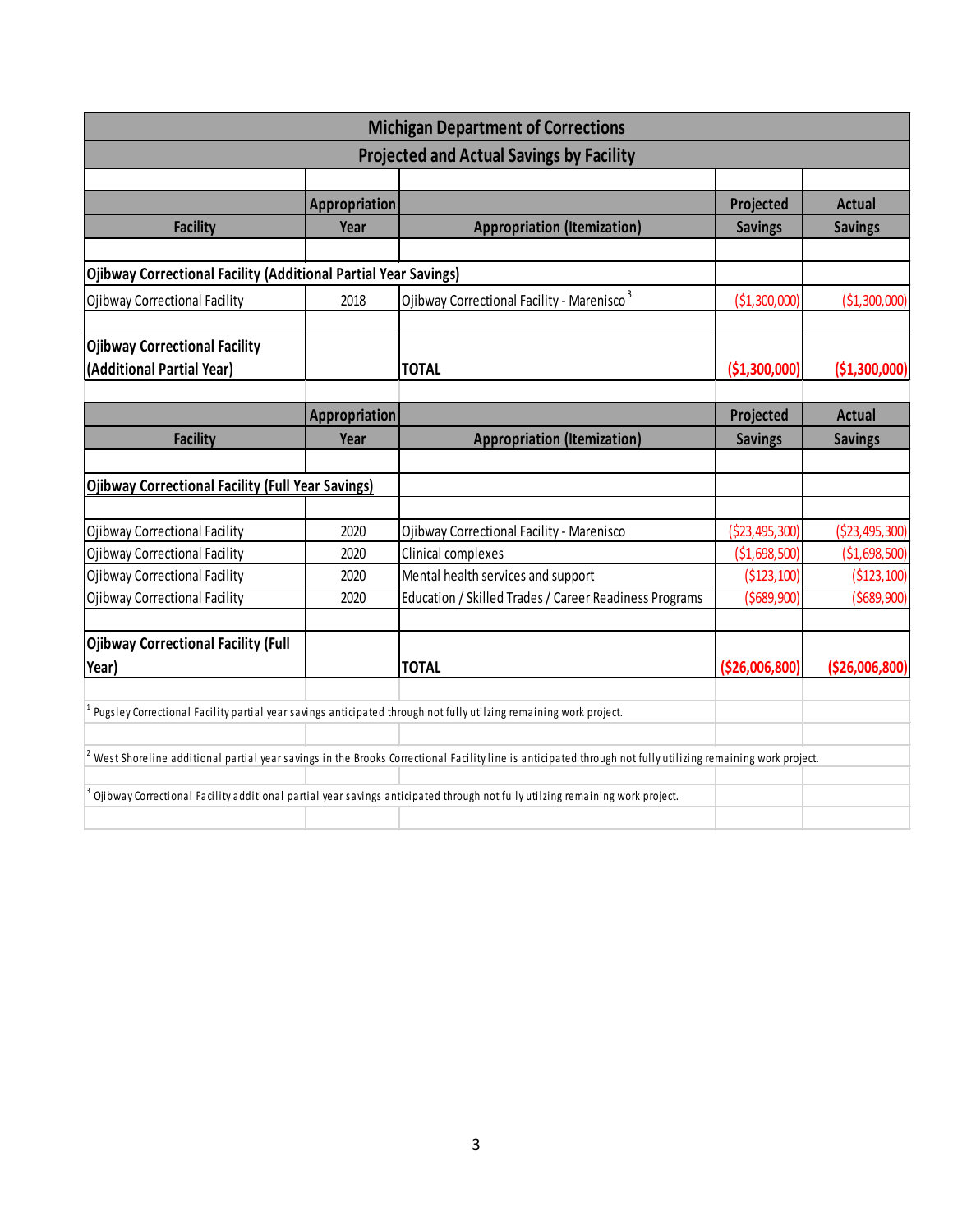# Michigan Department of Corrections

## Projected and Actual Savings by Facility

| Facility | Appropriation Year | Appropriation (Itemization) | Projected Savings | Actual Savings |
|---|---|---|---|---|
| **Ojibway Correctional Facility (Additional Partial Year Savings)** | | | | |
| Ojibway Correctional Facility | 2018 | Ojibway Correctional Facility - Marenisco[3] | ($1,300,000) | ($1,300,000) |
| **Ojibway Correctional Facility (Additional Partial Year)** | | **TOTAL** | **($1,300,000)** | **($1,300,000)** |

| Facility | Appropriation Year | Appropriation (Itemization) | Projected Savings | Actual Savings |
|---|---|---|---|---|
| **Ojibway Correctional Facility (Full Year Savings)** | | | | |
| Ojibway Correctional Facility | 2020 | Ojibway Correctional Facility - Marenisco | ($23,495,300) | ($23,495,300) |
| Ojibway Correctional Facility | 2020 | Clinical complexes | ($1,698,500) | ($1,698,500) |
| Ojibway Correctional Facility | 2020 | Mental health services and support | ($123,100) | ($123,100) |
| Ojibway Correctional Facility | 2020 | Education / Skilled Trades / Career Readiness Programs | ($689,900) | ($689,900) |
| **Ojibway Correctional Facility (Full Year)** | | **TOTAL** | **($26,006,800)** | **($26,006,800)** |

[1] Pugsley Correctional Facility partial year savings anticipated through not fully utilzing remaining work project.

[2] West Shoreline additional partial year savings in the Brooks Correctional Facility line is anticipated through not fully utilizing remaining work project.

[3] Ojibway Correctional Facility additional partial year savings anticipated through not fully utilzing remaining work project.